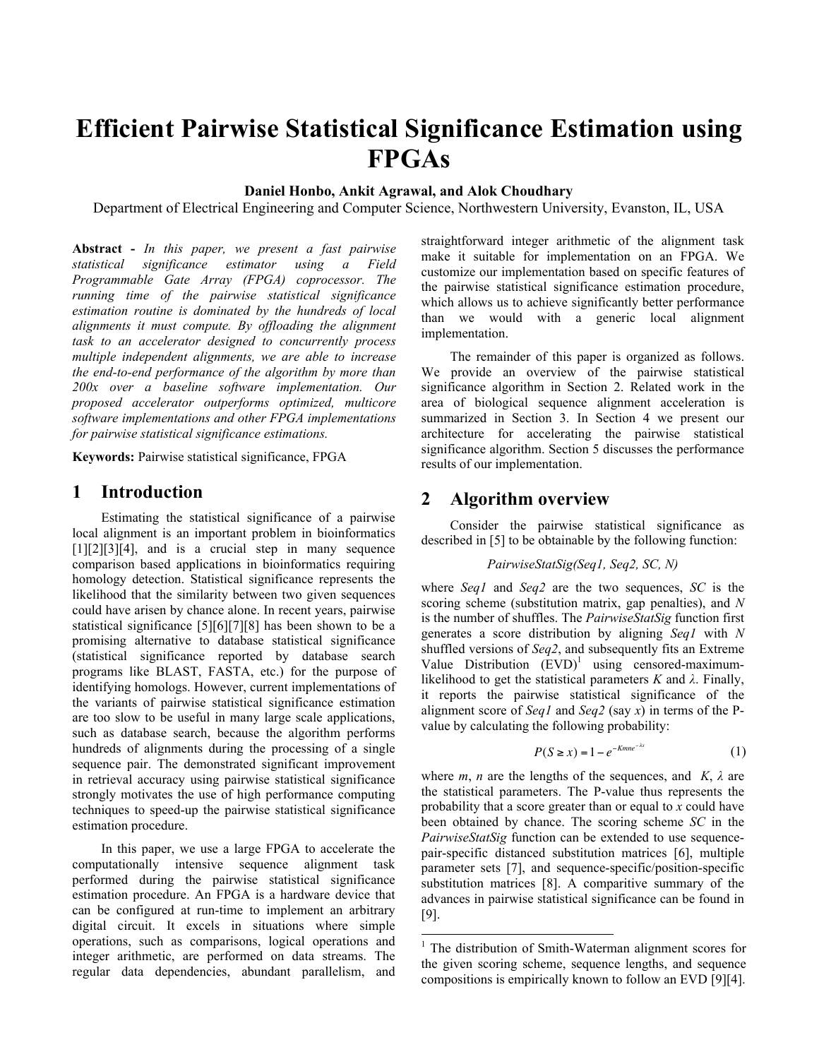# Efficient Pairwise Statistical Significance Estimation using FPGAs

**Daniel Honbo, Ankit Agrawal, and Alok Choudhary**

Department of Electrical Engineering and Computer Science, Northwestern University, Evanston, IL, USA

**Abstract -** *In this paper, we present a fast pairwise statistical significance estimator using a Field Programmable Gate Array (FPGA) coprocessor. The running time of the pairwise statistical significance estimation routine is dominated by the hundreds of local alignments it must compute. By offloading the alignment task to an accelerator designed to concurrently process multiple independent alignments, we are able to increase the end-to-end performance of the algorithm by more than 200x over a baseline software implementation. Our proposed accelerator outperforms optimized, multicore software implementations and other FPGA implementations for pairwise statistical significance estimations.*

**Keywords:** Pairwise statistical significance, FPGA

## 1 Introduction

Estimating the statistical significance of a pairwise local alignment is an important problem in bioinformatics [1][2][3][4], and is a crucial step in many sequence comparison based applications in bioinformatics requiring homology detection. Statistical significance represents the likelihood that the similarity between two given sequences could have arisen by chance alone. In recent years, pairwise statistical significance [5][6][7][8] has been shown to be a promising alternative to database statistical significance (statistical significance reported by database search programs like BLAST, FASTA, etc.) for the purpose of identifying homologs. However, current implementations of the variants of pairwise statistical significance estimation are too slow to be useful in many large scale applications, such as database search, because the algorithm performs hundreds of alignments during the processing of a single sequence pair. The demonstrated significant improvement in retrieval accuracy using pairwise statistical significance strongly motivates the use of high performance computing techniques to speed-up the pairwise statistical significance estimation procedure.

In this paper, we use a large FPGA to accelerate the computationally intensive sequence alignment task performed during the pairwise statistical significance estimation procedure. An FPGA is a hardware device that can be configured at run-time to implement an arbitrary digital circuit. It excels in situations where simple operations, such as comparisons, logical operations and integer arithmetic, are performed on data streams. The regular data dependencies, abundant parallelism, and straightforward integer arithmetic of the alignment task make it suitable for implementation on an FPGA. We customize our implementation based on specific features of the pairwise statistical significance estimation procedure, which allows us to achieve significantly better performance than we would with a generic local alignment implementation.

The remainder of this paper is organized as follows. We provide an overview of the pairwise statistical significance algorithm in Section 2. Related work in the area of biological sequence alignment acceleration is summarized in Section 3. In Section 4 we present our architecture for accelerating the pairwise statistical significance algorithm. Section 5 discusses the performance results of our implementation.

## 2 Algorithm overview

Consider the pairwise statistical significance as described in [5] to be obtainable by the following function:

*PairwiseStatSig(Seq1, Seq2, SC, N)*

where *Seq1* and *Seq2* are the two sequences, *SC* is the scoring scheme (substitution matrix, gap penalties), and *N* is the number of shuffles. The *PairwiseStatSig* function first generates a score distribution by aligning *Seq1* with *N* shuffled versions of *Seq2*, and subsequently fits an Extreme Value Distribution (EVD)[1] using censored-maximum-likelihood to get the statistical parameters *K* and *λ*. Finally, it reports the pairwise statistical significance of the alignment score of *Seq1* and *Seq2* (say *x*) in terms of the P-value by calculating the following probability:

$$P(S \geq x) = 1 - e^{-Kmne^{-\lambda x}} \tag{1}$$

where *m*, *n* are the lengths of the sequences, and *K*, *λ* are the statistical parameters. The P-value thus represents the probability that a score greater than or equal to *x* could have been obtained by chance. The scoring scheme *SC* in the *PairwiseStatSig* function can be extended to use sequence-pair-specific distanced substitution matrices [6], multiple parameter sets [7], and sequence-specific/position-specific substitution matrices [8]. A comparitive summary of the advances in pairwise statistical significance can be found in [9].

[1] The distribution of Smith-Waterman alignment scores for the given scoring scheme, sequence lengths, and sequence compositions is empirically known to follow an EVD [9][4].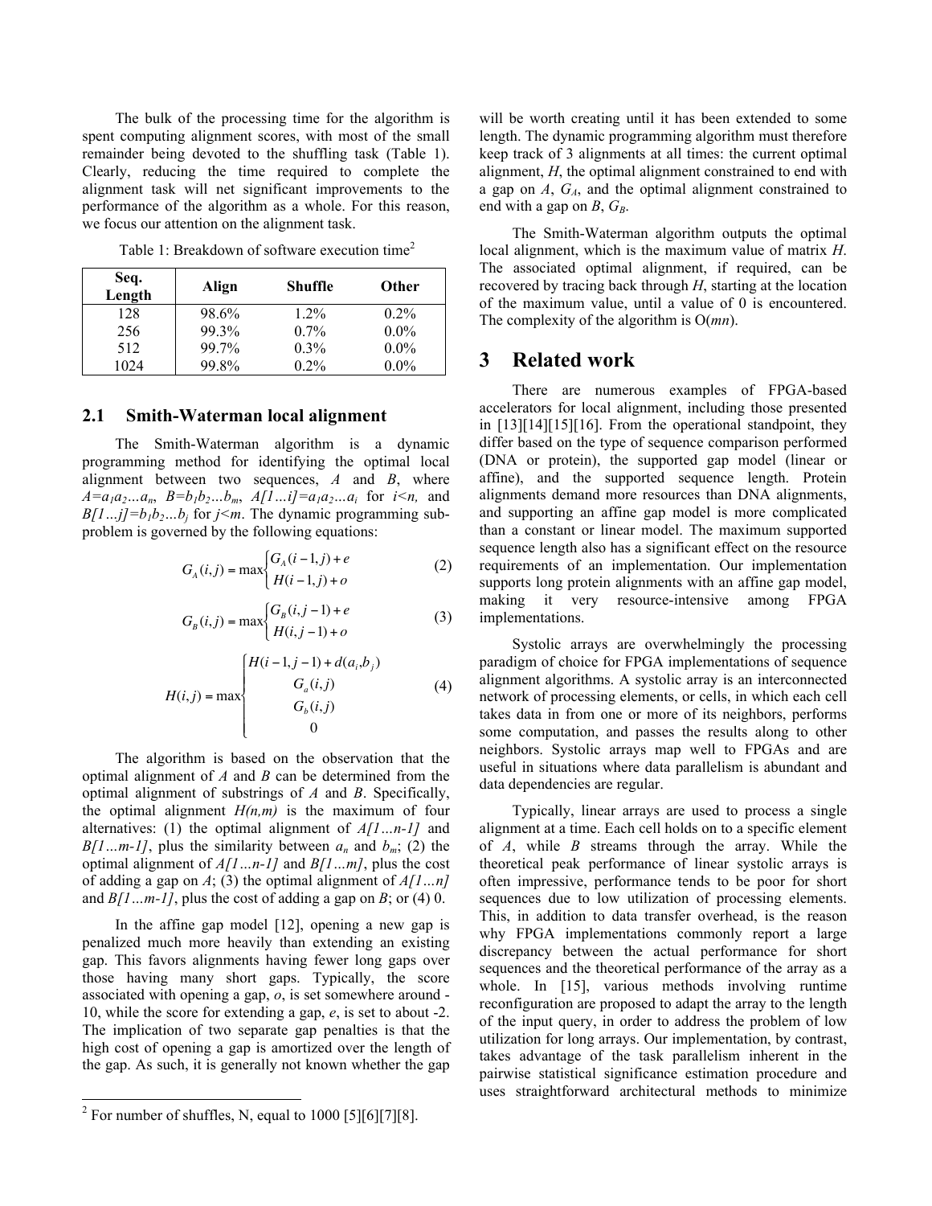The bulk of the processing time for the algorithm is spent computing alignment scores, with most of the small remainder being devoted to the shuffling task (Table 1). Clearly, reducing the time required to complete the alignment task will net significant improvements to the performance of the algorithm as a whole. For this reason, we focus our attention on the alignment task.

Table 1: Breakdown of software execution time[2]

| Seq. Length | Align | Shuffle | Other |
|---|---|---|---|
| 128 | 98.6% | 1.2% | 0.2% |
| 256 | 99.3% | 0.7% | 0.0% |
| 512 | 99.7% | 0.3% | 0.0% |
| 1024 | 99.8% | 0.2% | 0.0% |

### 2.1 Smith-Waterman local alignment

The Smith-Waterman algorithm is a dynamic programming method for identifying the optimal local alignment between two sequences, *A* and *B*, where $A=a_1a_2 \ldots a_n$, $B=b_1b_2 \ldots b_m$, $A[1 \ldots i]=a_1a_2 \ldots a_i$ for $i<n$, and $B[1 \ldots j]=b_1b_2 \ldots b_j$ for $j<m$. The dynamic programming sub-problem is governed by the following equations:

$$G_A(i,j) = \max\begin{cases} G_A(i-1,j)+e \\ H(i-1,j)+o \end{cases} \tag{2}$$

$$G_B(i,j) = \max\begin{cases} G_B(i,j-1)+e \\ H(i,j-1)+o \end{cases} \tag{3}$$

$$H(i,j) = \max\begin{cases} H(i-1,j-1)+d(a_i,b_j) \\ G_a(i,j) \\ G_b(i,j) \\ 0 \end{cases} \tag{4}$$

The algorithm is based on the observation that the optimal alignment of *A* and *B* can be determined from the optimal alignment of substrings of *A* and *B*. Specifically, the optimal alignment $H(n,m)$ is the maximum of four alternatives: (1) the optimal alignment of $A[1 \ldots n-1]$ and $B[1 \ldots m-1]$, plus the similarity between $a_n$ and $b_m$; (2) the optimal alignment of $A[1 \ldots n-1]$ and $B[1 \ldots m]$, plus the cost of adding a gap on *A*; (3) the optimal alignment of $A[1 \ldots n]$ and $B[1 \ldots m-1]$, plus the cost of adding a gap on *B*; or (4) 0.

In the affine gap model [12], opening a new gap is penalized much more heavily than extending an existing gap. This favors alignments having fewer long gaps over those having many short gaps. Typically, the score associated with opening a gap, *o*, is set somewhere around -10, while the score for extending a gap, *e*, is set to about -2. The implication of two separate gap penalties is that the high cost of opening a gap is amortized over the length of the gap. As such, it is generally not known whether the gap will be worth creating until it has been extended to some length. The dynamic programming algorithm must therefore keep track of 3 alignments at all times: the current optimal alignment, *H*, the optimal alignment constrained to end with a gap on *A*, $G_A$, and the optimal alignment constrained to end with a gap on *B*, $G_B$.

The Smith-Waterman algorithm outputs the optimal local alignment, which is the maximum value of matrix *H*. The associated optimal alignment, if required, can be recovered by tracing back through *H*, starting at the location of the maximum value, until a value of 0 is encountered. The complexity of the algorithm is O(*mn*).

## 3 Related work

There are numerous examples of FPGA-based accelerators for local alignment, including those presented in [13][14][15][16]. From the operational standpoint, they differ based on the type of sequence comparison performed (DNA or protein), the supported gap model (linear or affine), and the supported sequence length. Protein alignments demand more resources than DNA alignments, and supporting an affine gap model is more complicated than a constant or linear model. The maximum supported sequence length also has a significant effect on the resource requirements of an implementation. Our implementation supports long protein alignments with an affine gap model, making it very resource-intensive among FPGA implementations.

Systolic arrays are overwhelmingly the processing paradigm of choice for FPGA implementations of sequence alignment algorithms. A systolic array is an interconnected network of processing elements, or cells, in which each cell takes data in from one or more of its neighbors, performs some computation, and passes the results along to other neighbors. Systolic arrays map well to FPGAs and are useful in situations where data parallelism is abundant and data dependencies are regular.

Typically, linear arrays are used to process a single alignment at a time. Each cell holds on to a specific element of *A*, while *B* streams through the array. While the theoretical peak performance of linear systolic arrays is often impressive, performance tends to be poor for short sequences due to low utilization of processing elements. This, in addition to data transfer overhead, is the reason why FPGA implementations commonly report a large discrepancy between the actual performance for short sequences and the theoretical performance of the array as a whole. In [15], various methods involving runtime reconfiguration are proposed to adapt the array to the length of the input query, in order to address the problem of low utilization for long arrays. Our implementation, by contrast, takes advantage of the task parallelism inherent in the pairwise statistical significance estimation procedure and uses straightforward architectural methods to minimize

[2] For number of shuffles, N, equal to 1000 [5][6][7][8].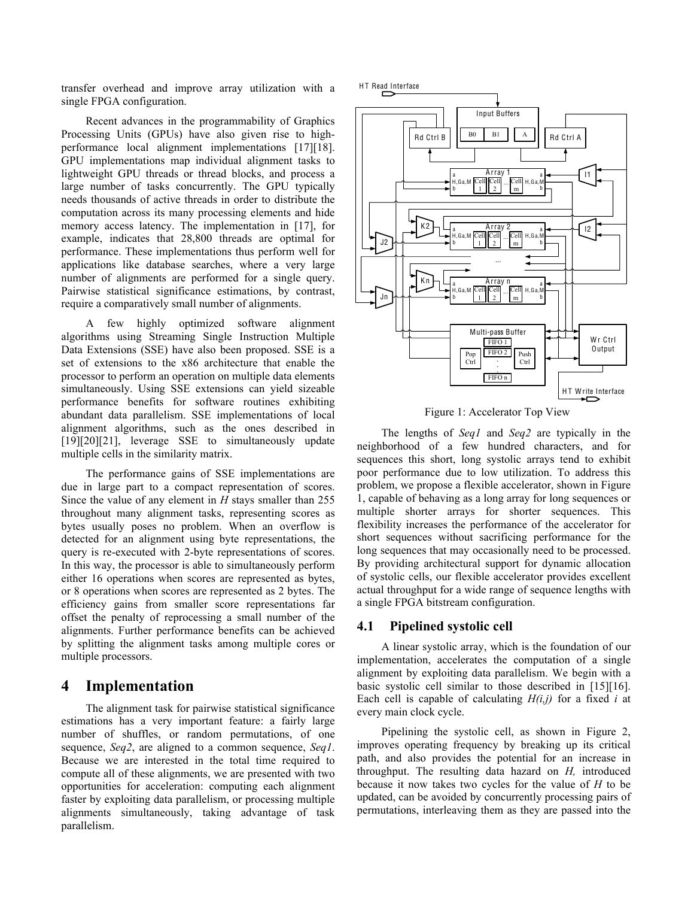transfer overhead and improve array utilization with a single FPGA configuration.

Recent advances in the programmability of Graphics Processing Units (GPUs) have also given rise to high-performance local alignment implementations [17][18]. GPU implementations map individual alignment tasks to lightweight GPU threads or thread blocks, and process a large number of tasks concurrently. The GPU typically needs thousands of active threads in order to distribute the computation across its many processing elements and hide memory access latency. The implementation in [17], for example, indicates that 28,800 threads are optimal for performance. These implementations thus perform well for applications like database searches, where a very large number of alignments are performed for a single query. Pairwise statistical significance estimations, by contrast, require a comparatively small number of alignments.

A few highly optimized software alignment algorithms using Streaming Single Instruction Multiple Data Extensions (SSE) have also been proposed. SSE is a set of extensions to the x86 architecture that enable the processor to perform an operation on multiple data elements simultaneously. Using SSE extensions can yield sizeable performance benefits for software routines exhibiting abundant data parallelism. SSE implementations of local alignment algorithms, such as the ones described in [19][20][21], leverage SSE to simultaneously update multiple cells in the similarity matrix.

The performance gains of SSE implementations are due in large part to a compact representation of scores. Since the value of any element in *H* stays smaller than 255 throughout many alignment tasks, representing scores as bytes usually poses no problem. When an overflow is detected for an alignment using byte representations, the query is re-executed with 2-byte representations of scores. In this way, the processor is able to simultaneously perform either 16 operations when scores are represented as bytes, or 8 operations when scores are represented as 2 bytes. The efficiency gains from smaller score representations far offset the penalty of reprocessing a small number of the alignments. Further performance benefits can be achieved by splitting the alignment tasks among multiple cores or multiple processors.

# 4 Implementation

The alignment task for pairwise statistical significance estimations has a very important feature: a fairly large number of shuffles, or random permutations, of one sequence, *Seq2*, are aligned to a common sequence, *Seq1*. Because we are interested in the total time required to compute all of these alignments, we are presented with two opportunities for acceleration: computing each alignment faster by exploiting data parallelism, or processing multiple alignments simultaneously, taking advantage of task parallelism.

Figure 1: Accelerator Top View

The lengths of *Seq1* and *Seq2* are typically in the neighborhood of a few hundred characters, and for sequences this short, long systolic arrays tend to exhibit poor performance due to low utilization. To address this problem, we propose a flexible accelerator, shown in Figure 1, capable of behaving as a long array for long sequences or multiple shorter arrays for shorter sequences. This flexibility increases the performance of the accelerator for short sequences without sacrificing performance for the long sequences that may occasionally need to be processed. By providing architectural support for dynamic allocation of systolic cells, our flexible accelerator provides excellent actual throughput for a wide range of sequence lengths with a single FPGA bitstream configuration.

## 4.1 Pipelined systolic cell

A linear systolic array, which is the foundation of our implementation, accelerates the computation of a single alignment by exploiting data parallelism. We begin with a basic systolic cell similar to those described in [15][16]. Each cell is capable of calculating *H(i,j)* for a fixed *i* at every main clock cycle.

Pipelining the systolic cell, as shown in Figure 2, improves operating frequency by breaking up its critical path, and also provides the potential for an increase in throughput. The resulting data hazard on *H,* introduced because it now takes two cycles for the value of *H* to be updated, can be avoided by concurrently processing pairs of permutations, interleaving them as they are passed into the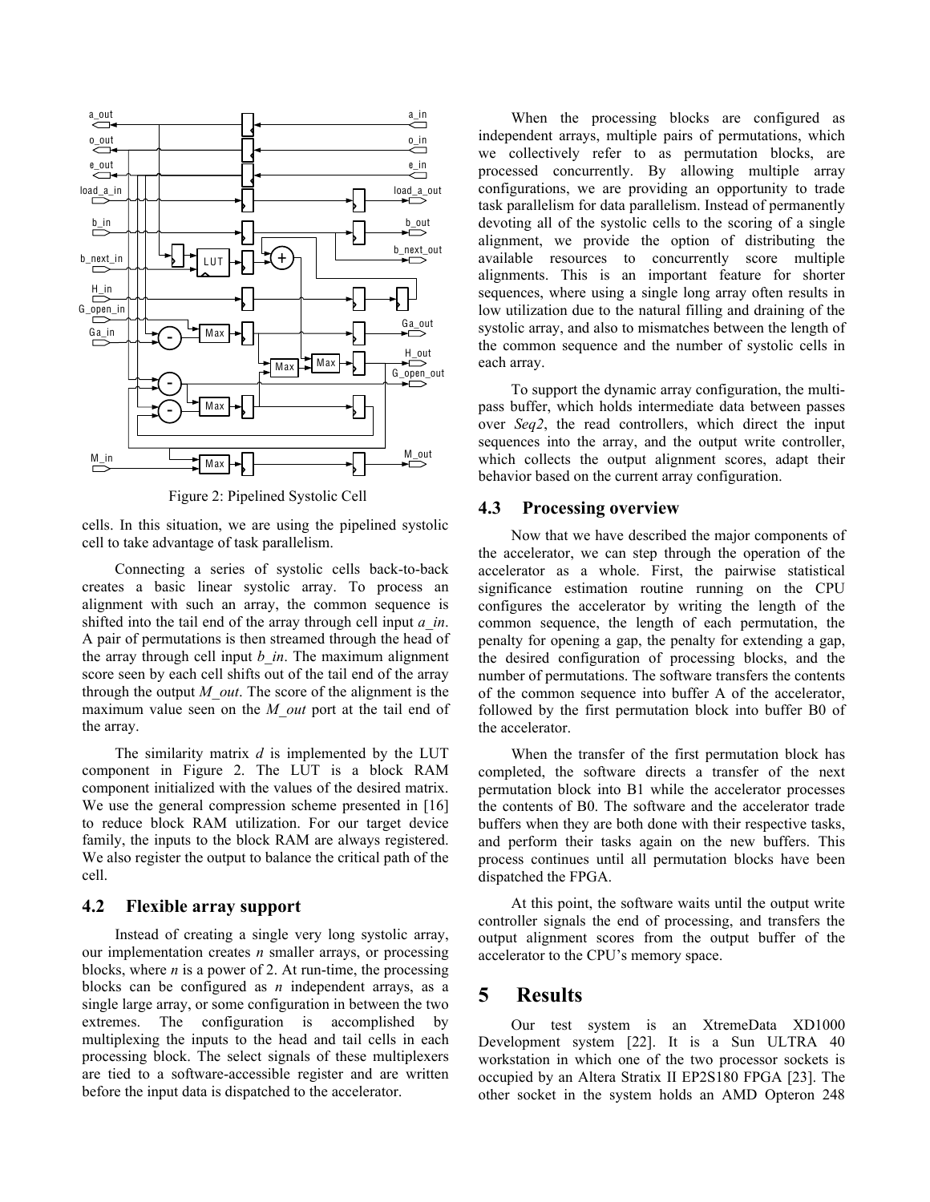Figure 2: Pipelined Systolic Cell

cells. In this situation, we are using the pipelined systolic cell to take advantage of task parallelism.

Connecting a series of systolic cells back-to-back creates a basic linear systolic array. To process an alignment with such an array, the common sequence is shifted into the tail end of the array through cell input *a_in*. A pair of permutations is then streamed through the head of the array through cell input *b_in*. The maximum alignment score seen by each cell shifts out of the tail end of the array through the output *M_out*. The score of the alignment is the maximum value seen on the *M_out* port at the tail end of the array.

The similarity matrix *d* is implemented by the LUT component in Figure 2. The LUT is a block RAM component initialized with the values of the desired matrix. We use the general compression scheme presented in [16] to reduce block RAM utilization. For our target device family, the inputs to the block RAM are always registered. We also register the output to balance the critical path of the cell.

### 4.2 Flexible array support

Instead of creating a single very long systolic array, our implementation creates *n* smaller arrays, or processing blocks, where *n* is a power of 2. At run-time, the processing blocks can be configured as *n* independent arrays, as a single large array, or some configuration in between the two extremes. The configuration is accomplished by multiplexing the inputs to the head and tail cells in each processing block. The select signals of these multiplexers are tied to a software-accessible register and are written before the input data is dispatched to the accelerator.

When the processing blocks are configured as independent arrays, multiple pairs of permutations, which we collectively refer to as permutation blocks, are processed concurrently. By allowing multiple array configurations, we are providing an opportunity to trade task parallelism for data parallelism. Instead of permanently devoting all of the systolic cells to the scoring of a single alignment, we provide the option of distributing the available resources to concurrently score multiple alignments. This is an important feature for shorter sequences, where using a single long array often results in low utilization due to the natural filling and draining of the systolic array, and also to mismatches between the length of the common sequence and the number of systolic cells in each array.

To support the dynamic array configuration, the multi-pass buffer, which holds intermediate data between passes over *Seq2*, the read controllers, which direct the input sequences into the array, and the output write controller, which collects the output alignment scores, adapt their behavior based on the current array configuration.

### 4.3 Processing overview

Now that we have described the major components of the accelerator, we can step through the operation of the accelerator as a whole. First, the pairwise statistical significance estimation routine running on the CPU configures the accelerator by writing the length of the common sequence, the length of each permutation, the penalty for opening a gap, the penalty for extending a gap, the desired configuration of processing blocks, and the number of permutations. The software transfers the contents of the common sequence into buffer A of the accelerator, followed by the first permutation block into buffer B0 of the accelerator.

When the transfer of the first permutation block has completed, the software directs a transfer of the next permutation block into B1 while the accelerator processes the contents of B0. The software and the accelerator trade buffers when they are both done with their respective tasks, and perform their tasks again on the new buffers. This process continues until all permutation blocks have been dispatched the FPGA.

At this point, the software waits until the output write controller signals the end of processing, and transfers the output alignment scores from the output buffer of the accelerator to the CPU's memory space.

## 5 Results

Our test system is an XtremeData XD1000 Development system [22]. It is a Sun ULTRA 40 workstation in which one of the two processor sockets is occupied by an Altera Stratix II EP2S180 FPGA [23]. The other socket in the system holds an AMD Opteron 248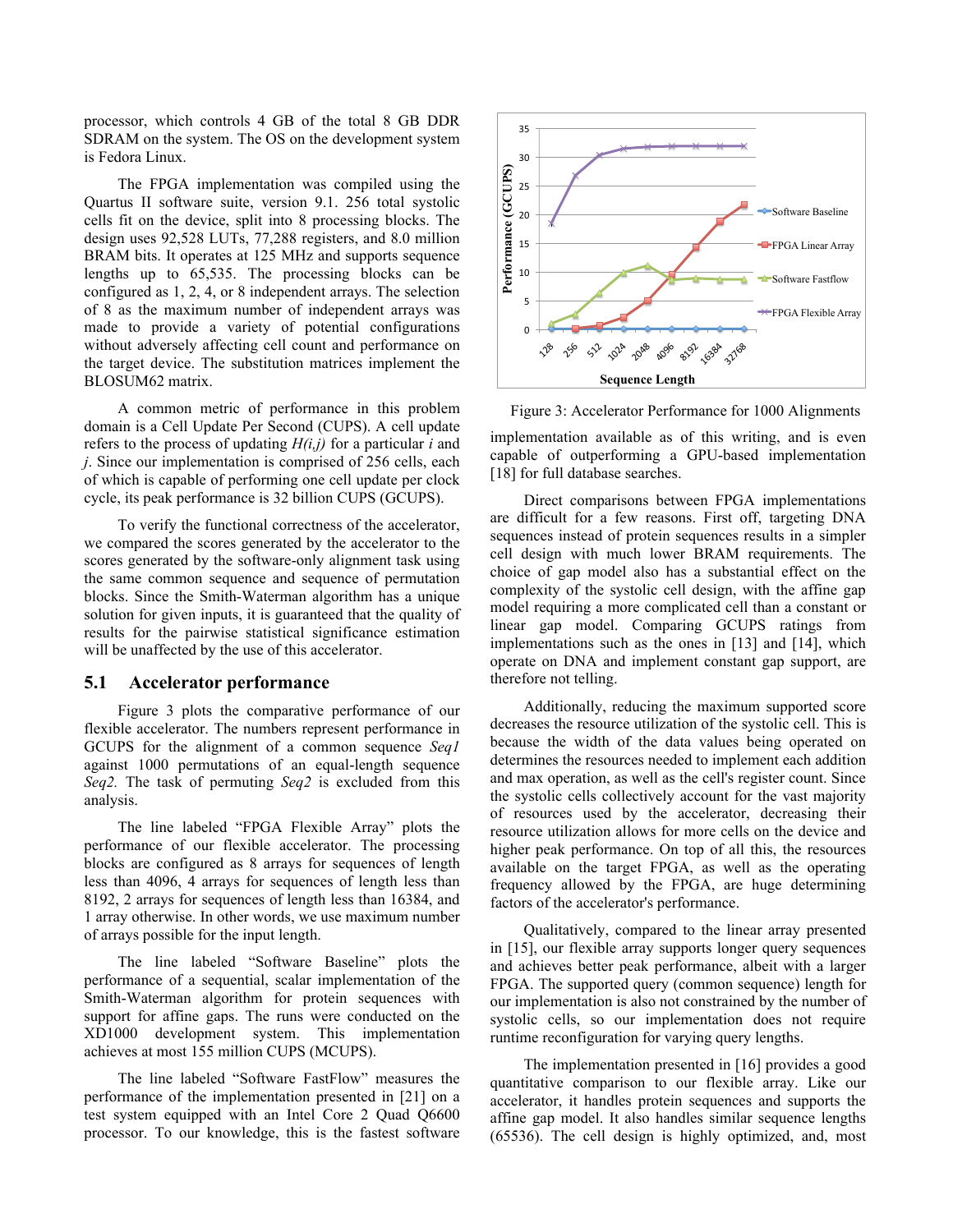processor, which controls 4 GB of the total 8 GB DDR SDRAM on the system. The OS on the development system is Fedora Linux.

The FPGA implementation was compiled using the Quartus II software suite, version 9.1. 256 total systolic cells fit on the device, split into 8 processing blocks. The design uses 92,528 LUTs, 77,288 registers, and 8.0 million BRAM bits. It operates at 125 MHz and supports sequence lengths up to 65,535. The processing blocks can be configured as 1, 2, 4, or 8 independent arrays. The selection of 8 as the maximum number of independent arrays was made to provide a variety of potential configurations without adversely affecting cell count and performance on the target device. The substitution matrices implement the BLOSUM62 matrix.

A common metric of performance in this problem domain is a Cell Update Per Second (CUPS). A cell update refers to the process of updating $H(i,j)$ for a particular $i$ and $j$. Since our implementation is comprised of 256 cells, each of which is capable of performing one cell update per clock cycle, its peak performance is 32 billion CUPS (GCUPS).

To verify the functional correctness of the accelerator, we compared the scores generated by the accelerator to the scores generated by the software-only alignment task using the same common sequence and sequence of permutation blocks. Since the Smith-Waterman algorithm has a unique solution for given inputs, it is guaranteed that the quality of results for the pairwise statistical significance estimation will be unaffected by the use of this accelerator.

## 5.1 Accelerator performance

Figure 3 plots the comparative performance of our flexible accelerator. The numbers represent performance in GCUPS for the alignment of a common sequence *Seq1* against 1000 permutations of an equal-length sequence *Seq2.* The task of permuting *Seq2* is excluded from this analysis.

The line labeled "FPGA Flexible Array" plots the performance of our flexible accelerator. The processing blocks are configured as 8 arrays for sequences of length less than 4096, 4 arrays for sequences of length less than 8192, 2 arrays for sequences of length less than 16384, and 1 array otherwise. In other words, we use maximum number of arrays possible for the input length.

The line labeled "Software Baseline" plots the performance of a sequential, scalar implementation of the Smith-Waterman algorithm for protein sequences with support for affine gaps. The runs were conducted on the XD1000 development system. This implementation achieves at most 155 million CUPS (MCUPS).

The line labeled "Software FastFlow" measures the performance of the implementation presented in [21] on a test system equipped with an Intel Core 2 Quad Q6600 processor. To our knowledge, this is the fastest software implementation available as of this writing, and is even capable of outperforming a GPU-based implementation [18] for full database searches.

Figure 3: Accelerator Performance for 1000 Alignments

Direct comparisons between FPGA implementations are difficult for a few reasons. First off, targeting DNA sequences instead of protein sequences results in a simpler cell design with much lower BRAM requirements. The choice of gap model also has a substantial effect on the complexity of the systolic cell design, with the affine gap model requiring a more complicated cell than a constant or linear gap model. Comparing GCUPS ratings from implementations such as the ones in [13] and [14], which operate on DNA and implement constant gap support, are therefore not telling.

Additionally, reducing the maximum supported score decreases the resource utilization of the systolic cell. This is because the width of the data values being operated on determines the resources needed to implement each addition and max operation, as well as the cell's register count. Since the systolic cells collectively account for the vast majority of resources used by the accelerator, decreasing their resource utilization allows for more cells on the device and higher peak performance. On top of all this, the resources available on the target FPGA, as well as the operating frequency allowed by the FPGA, are huge determining factors of the accelerator's performance.

Qualitatively, compared to the linear array presented in [15], our flexible array supports longer query sequences and achieves better peak performance, albeit with a larger FPGA. The supported query (common sequence) length for our implementation is also not constrained by the number of systolic cells, so our implementation does not require runtime reconfiguration for varying query lengths.

The implementation presented in [16] provides a good quantitative comparison to our flexible array. Like our accelerator, it handles protein sequences and supports the affine gap model. It also handles similar sequence lengths (65536). The cell design is highly optimized, and, most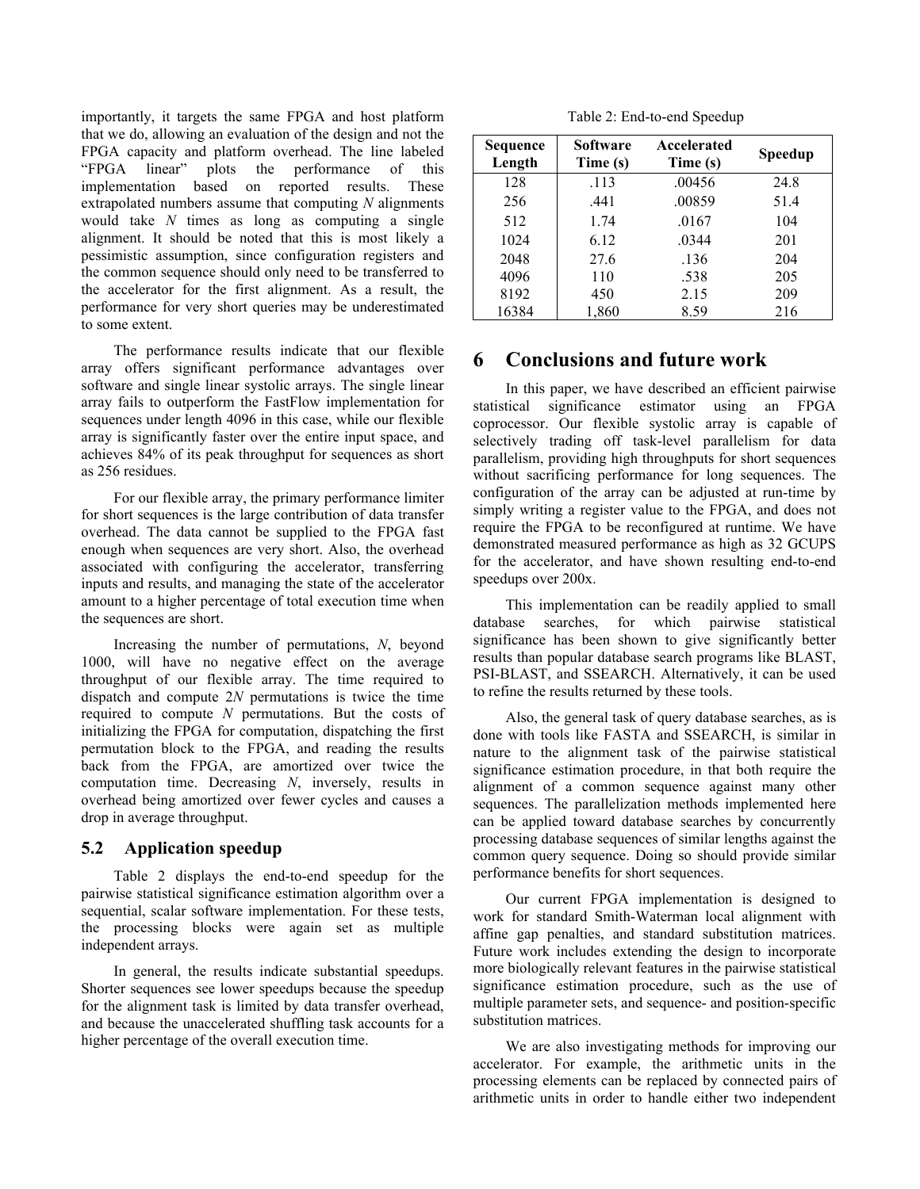importantly, it targets the same FPGA and host platform that we do, allowing an evaluation of the design and not the FPGA capacity and platform overhead. The line labeled "FPGA linear" plots the performance of this implementation based on reported results. These extrapolated numbers assume that computing *N* alignments would take *N* times as long as computing a single alignment. It should be noted that this is most likely a pessimistic assumption, since configuration registers and the common sequence should only need to be transferred to the accelerator for the first alignment. As a result, the performance for very short queries may be underestimated to some extent.

The performance results indicate that our flexible array offers significant performance advantages over software and single linear systolic arrays. The single linear array fails to outperform the FastFlow implementation for sequences under length 4096 in this case, while our flexible array is significantly faster over the entire input space, and achieves 84% of its peak throughput for sequences as short as 256 residues.

For our flexible array, the primary performance limiter for short sequences is the large contribution of data transfer overhead. The data cannot be supplied to the FPGA fast enough when sequences are very short. Also, the overhead associated with configuring the accelerator, transferring inputs and results, and managing the state of the accelerator amount to a higher percentage of total execution time when the sequences are short.

Increasing the number of permutations, *N*, beyond 1000, will have no negative effect on the average throughput of our flexible array. The time required to dispatch and compute 2*N* permutations is twice the time required to compute *N* permutations. But the costs of initializing the FPGA for computation, dispatching the first permutation block to the FPGA, and reading the results back from the FPGA, are amortized over twice the computation time. Decreasing *N*, inversely, results in overhead being amortized over fewer cycles and causes a drop in average throughput.

## 5.2 Application speedup

Table 2 displays the end-to-end speedup for the pairwise statistical significance estimation algorithm over a sequential, scalar software implementation. For these tests, the processing blocks were again set as multiple independent arrays.

In general, the results indicate substantial speedups. Shorter sequences see lower speedups because the speedup for the alignment task is limited by data transfer overhead, and because the unaccelerated shuffling task accounts for a higher percentage of the overall execution time.

Table 2: End-to-end Speedup

| Sequence Length | Software Time (s) | Accelerated Time (s) | Speedup |
| --- | --- | --- | --- |
| 128 | .113 | .00456 | 24.8 |
| 256 | .441 | .00859 | 51.4 |
| 512 | 1.74 | .0167 | 104 |
| 1024 | 6.12 | .0344 | 201 |
| 2048 | 27.6 | .136 | 204 |
| 4096 | 110 | .538 | 205 |
| 8192 | 450 | 2.15 | 209 |
| 16384 | 1,860 | 8.59 | 216 |

# 6 Conclusions and future work

In this paper, we have described an efficient pairwise statistical significance estimator using an FPGA coprocessor. Our flexible systolic array is capable of selectively trading off task-level parallelism for data parallelism, providing high throughputs for short sequences without sacrificing performance for long sequences. The configuration of the array can be adjusted at run-time by simply writing a register value to the FPGA, and does not require the FPGA to be reconfigured at runtime. We have demonstrated measured performance as high as 32 GCUPS for the accelerator, and have shown resulting end-to-end speedups over 200x.

This implementation can be readily applied to small database searches, for which pairwise statistical significance has been shown to give significantly better results than popular database search programs like BLAST, PSI-BLAST, and SSEARCH. Alternatively, it can be used to refine the results returned by these tools.

Also, the general task of query database searches, as is done with tools like FASTA and SSEARCH, is similar in nature to the alignment task of the pairwise statistical significance estimation procedure, in that both require the alignment of a common sequence against many other sequences. The parallelization methods implemented here can be applied toward database searches by concurrently processing database sequences of similar lengths against the common query sequence. Doing so should provide similar performance benefits for short sequences.

Our current FPGA implementation is designed to work for standard Smith-Waterman local alignment with affine gap penalties, and standard substitution matrices. Future work includes extending the design to incorporate more biologically relevant features in the pairwise statistical significance estimation procedure, such as the use of multiple parameter sets, and sequence- and position-specific substitution matrices.

We are also investigating methods for improving our accelerator. For example, the arithmetic units in the processing elements can be replaced by connected pairs of arithmetic units in order to handle either two independent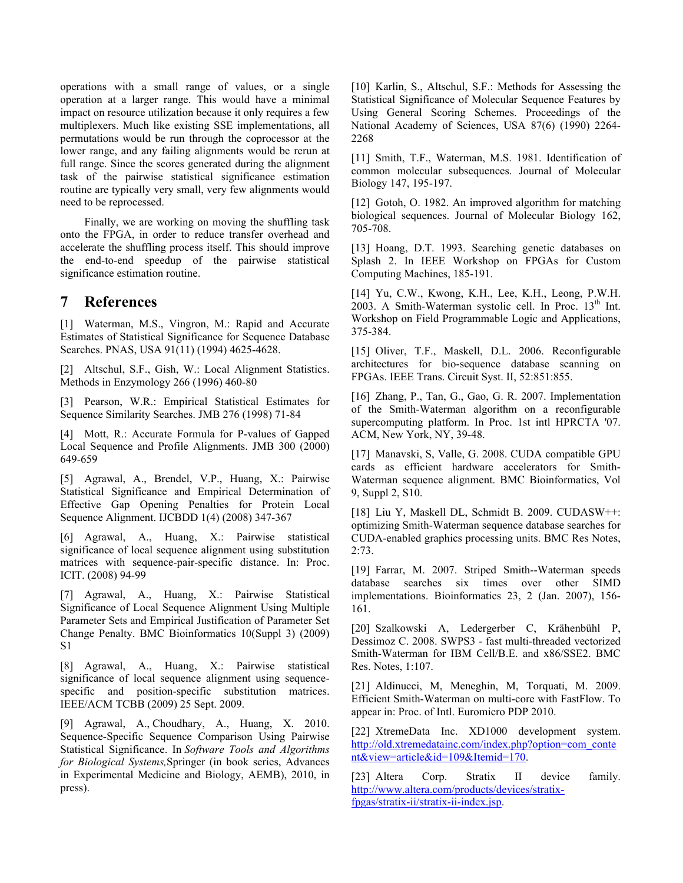operations with a small range of values, or a single operation at a larger range. This would have a minimal impact on resource utilization because it only requires a few multiplexers. Much like existing SSE implementations, all permutations would be run through the coprocessor at the lower range, and any failing alignments would be rerun at full range. Since the scores generated during the alignment task of the pairwise statistical significance estimation routine are typically very small, very few alignments would need to be reprocessed.

Finally, we are working on moving the shuffling task onto the FPGA, in order to reduce transfer overhead and accelerate the shuffling process itself. This should improve the end-to-end speedup of the pairwise statistical significance estimation routine.

# 7 References

[1] Waterman, M.S., Vingron, M.: Rapid and Accurate Estimates of Statistical Significance for Sequence Database Searches. PNAS, USA 91(11) (1994) 4625-4628.

[2] Altschul, S.F., Gish, W.: Local Alignment Statistics. Methods in Enzymology 266 (1996) 460-80

[3] Pearson, W.R.: Empirical Statistical Estimates for Sequence Similarity Searches. JMB 276 (1998) 71-84

[4] Mott, R.: Accurate Formula for P-values of Gapped Local Sequence and Profile Alignments. JMB 300 (2000) 649-659

[5] Agrawal, A., Brendel, V.P., Huang, X.: Pairwise Statistical Significance and Empirical Determination of Effective Gap Opening Penalties for Protein Local Sequence Alignment. IJCBDD 1(4) (2008) 347-367

[6] Agrawal, A., Huang, X.: Pairwise statistical significance of local sequence alignment using substitution matrices with sequence-pair-specific distance. In: Proc. ICIT. (2008) 94-99

[7] Agrawal, A., Huang, X.: Pairwise Statistical Significance of Local Sequence Alignment Using Multiple Parameter Sets and Empirical Justification of Parameter Set Change Penalty. BMC Bioinformatics 10(Suppl 3) (2009) S1

[8] Agrawal, A., Huang, X.: Pairwise statistical significance of local sequence alignment using sequence-specific and position-specific substitution matrices. IEEE/ACM TCBB (2009) 25 Sept. 2009.

[9] Agrawal, A., Choudhary, A., Huang, X. 2010. Sequence-Specific Sequence Comparison Using Pairwise Statistical Significance. In *Software Tools and Algorithms for Biological Systems,* Springer (in book series, Advances in Experimental Medicine and Biology, AEMB), 2010, in press).

[10] Karlin, S., Altschul, S.F.: Methods for Assessing the Statistical Significance of Molecular Sequence Features by Using General Scoring Schemes. Proceedings of the National Academy of Sciences, USA 87(6) (1990) 2264-2268

[11] Smith, T.F., Waterman, M.S. 1981. Identification of common molecular subsequences. Journal of Molecular Biology 147, 195-197.

[12] Gotoh, O. 1982. An improved algorithm for matching biological sequences. Journal of Molecular Biology 162, 705-708.

[13] Hoang, D.T. 1993. Searching genetic databases on Splash 2. In IEEE Workshop on FPGAs for Custom Computing Machines, 185-191.

[14] Yu, C.W., Kwong, K.H., Lee, K.H., Leong, P.W.H. 2003. A Smith-Waterman systolic cell. In Proc. 13th Int. Workshop on Field Programmable Logic and Applications, 375-384.

[15] Oliver, T.F., Maskell, D.L. 2006. Reconfigurable architectures for bio-sequence database scanning on FPGAs. IEEE Trans. Circuit Syst. II, 52:851:855.

[16] Zhang, P., Tan, G., Gao, G. R. 2007. Implementation of the Smith-Waterman algorithm on a reconfigurable supercomputing platform. In Proc. 1st intl HPRCTA '07. ACM, New York, NY, 39-48.

[17] Manavski, S, Valle, G. 2008. CUDA compatible GPU cards as efficient hardware accelerators for Smith-Waterman sequence alignment. BMC Bioinformatics, Vol 9, Suppl 2, S10.

[18] Liu Y, Maskell DL, Schmidt B. 2009. CUDASW++: optimizing Smith-Waterman sequence database searches for CUDA-enabled graphics processing units. BMC Res Notes, 2:73.

[19] Farrar, M. 2007. Striped Smith--Waterman speeds database searches six times over other SIMD implementations. Bioinformatics 23, 2 (Jan. 2007), 156-161.

[20] Szalkowski A, Ledergerber C, Krähenbühl P, Dessimoz C. 2008. SWPS3 - fast multi-threaded vectorized Smith-Waterman for IBM Cell/B.E. and x86/SSE2. BMC Res. Notes, 1:107.

[21] Aldinucci, M, Meneghin, M, Torquati, M. 2009. Efficient Smith-Waterman on multi-core with FastFlow. To appear in: Proc. of Intl. Euromicro PDP 2010.

[22] XtremeData Inc. XD1000 development system. http://old.xtremedatainc.com/index.php?option=com_content&view=article&id=109&Itemid=170.

[23] Altera Corp. Stratix II device family. http://www.altera.com/products/devices/stratix-fpgas/stratix-ii/stratix-ii-index.jsp.